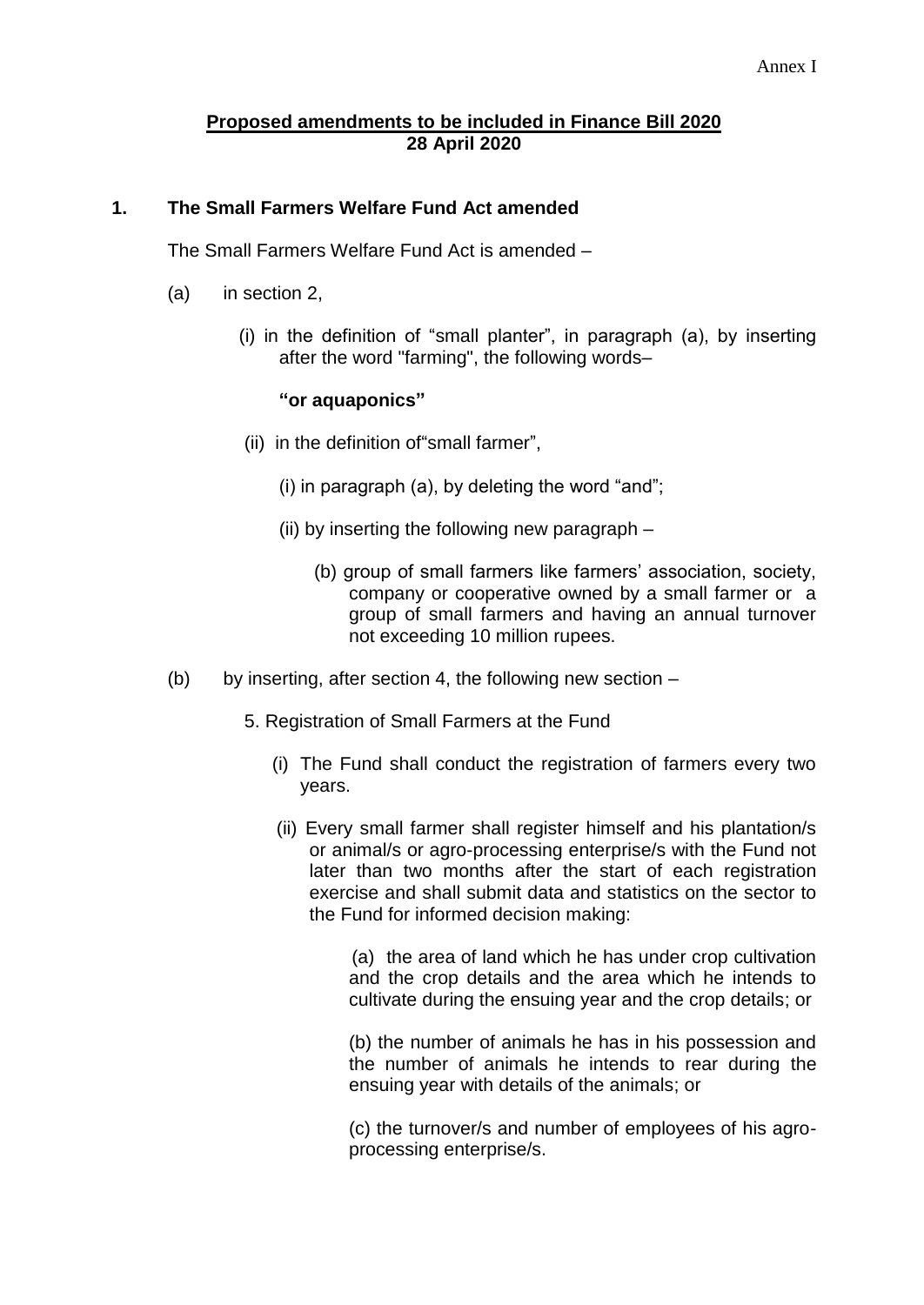Annex I

**Proposed amendments to be included in Finance Bill 2020**
**28 April 2020**

## 1. The Small Farmers Welfare Fund Act amended

The Small Farmers Welfare Fund Act is amended –

(a) in section 2,

(i) in the definition of "small planter", in paragraph (a), by inserting after the word "farming", the following words–

**"or aquaponics"**

(ii) in the definition of"small farmer",

(i) in paragraph (a), by deleting the word "and";

(ii) by inserting the following new paragraph –

(b) group of small farmers like farmers' association, society, company or cooperative owned by a small farmer or a group of small farmers and having an annual turnover not exceeding 10 million rupees.

(b) by inserting, after section 4, the following new section –

5. Registration of Small Farmers at the Fund

(i) The Fund shall conduct the registration of farmers every two years.

(ii) Every small farmer shall register himself and his plantation/s or animal/s or agro-processing enterprise/s with the Fund not later than two months after the start of each registration exercise and shall submit data and statistics on the sector to the Fund for informed decision making:

(a) the area of land which he has under crop cultivation and the crop details and the area which he intends to cultivate during the ensuing year and the crop details; or

(b) the number of animals he has in his possession and the number of animals he intends to rear during the ensuing year with details of the animals; or

(c) the turnover/s and number of employees of his agro-processing enterprise/s.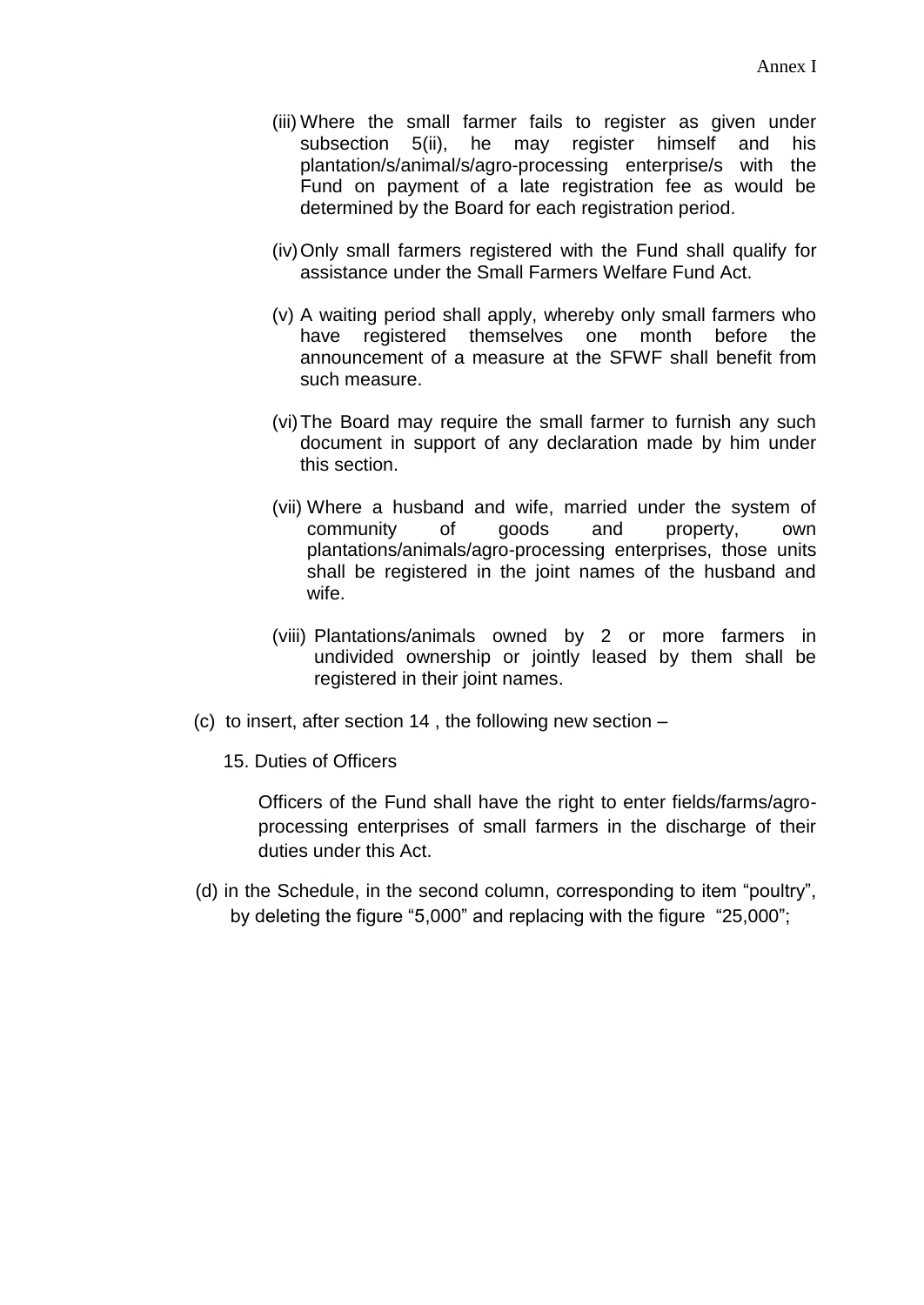Annex I

(iii) Where the small farmer fails to register as given under subsection 5(ii), he may register himself and his plantation/s/animal/s/agro-processing enterprise/s with the Fund on payment of a late registration fee as would be determined by the Board for each registration period.

(iv) Only small farmers registered with the Fund shall qualify for assistance under the Small Farmers Welfare Fund Act.

(v) A waiting period shall apply, whereby only small farmers who have registered themselves one month before the announcement of a measure at the SFWF shall benefit from such measure.

(vi) The Board may require the small farmer to furnish any such document in support of any declaration made by him under this section.

(vii) Where a husband and wife, married under the system of community of goods and property, own plantations/animals/agro-processing enterprises, those units shall be registered in the joint names of the husband and wife.

(viii) Plantations/animals owned by 2 or more farmers in undivided ownership or jointly leased by them shall be registered in their joint names.

(c) to insert, after section 14 , the following new section –

15. Duties of Officers

Officers of the Fund shall have the right to enter fields/farms/agro-processing enterprises of small farmers in the discharge of their duties under this Act.

(d) in the Schedule, in the second column, corresponding to item "poultry", by deleting the figure "5,000" and replacing with the figure "25,000";